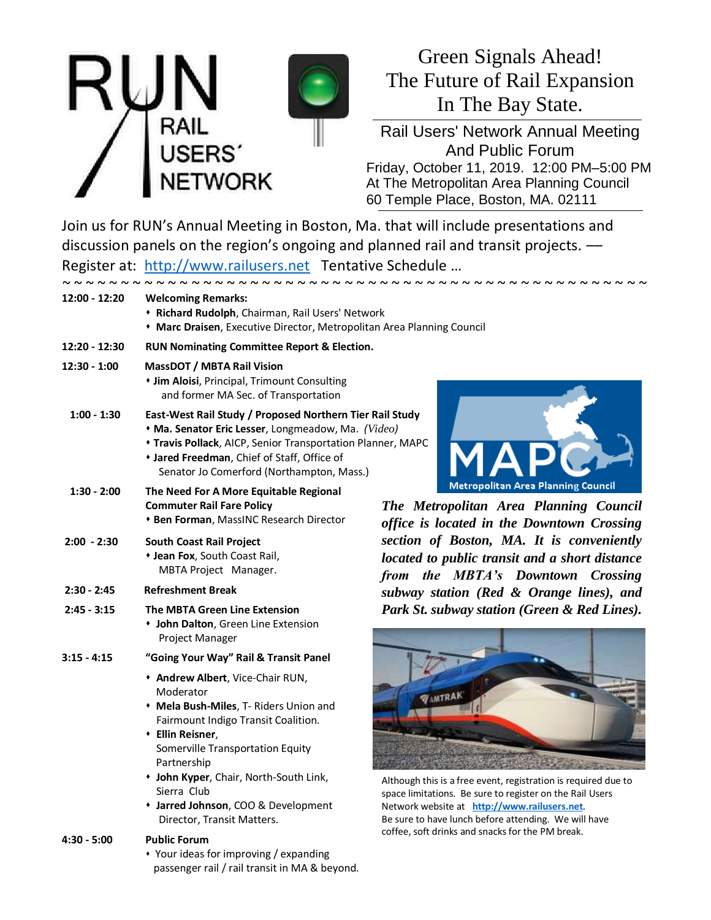# Green Signals Ahead! The Future of Rail Expansion In The Bay State.

## Rail Users' Network Annual Meeting And Public Forum

Friday, October 11, 2019. 12:00 PM–5:00 PM
At The Metropolitan Area Planning Council
60 Temple Place, Boston, MA. 02111

Join us for RUN's Annual Meeting in Boston, Ma. that will include presentations and discussion panels on the region's ongoing and planned rail and transit projects. — Register at: http://www.railusers.net Tentative Schedule …

~ ~ ~ ~ ~ ~ ~ ~ ~ ~ ~ ~ ~ ~ ~ ~ ~ ~ ~ ~ ~ ~ ~ ~ ~ ~ ~ ~ ~ ~ ~ ~ ~ ~ ~ ~ ~ ~ ~ ~ ~ ~ ~ ~ ~ ~ ~ ~ ~ ~ ~ ~ ~ ~ ~ ~ ~

**12:00 - 12:20** **Welcoming Remarks:**
- **Richard Rudolph**, Chairman, Rail Users' Network
- **Marc Draisen**, Executive Director, Metropolitan Area Planning Council

**12:20 - 12:30** **RUN Nominating Committee Report & Election.**

**12:30 - 1:00** **MassDOT / MBTA Rail Vision**
- **Jim Aloisi**, Principal, Trimount Consulting and former MA Sec. of Transportation

**1:00 - 1:30** **East-West Rail Study / Proposed Northern Tier Rail Study**
- **Ma. Senator Eric Lesser**, Longmeadow, Ma. *(Video)*
- **Travis Pollack**, AICP, Senior Transportation Planner, MAPC
- **Jared Freedman**, Chief of Staff, Office of Senator Jo Comerford (Northampton, Mass.)

**1:30 - 2:00** **The Need For A More Equitable Regional Commuter Rail Fare Policy**
- **Ben Forman**, MassINC Research Director

**2:00 - 2:30** **South Coast Rail Project**
- **Jean Fox**, South Coast Rail, MBTA Project Manager.

**2:30 - 2:45** **Refreshment Break**

**2:45 - 3:15** **The MBTA Green Line Extension**
- **John Dalton**, Green Line Extension Project Manager

**3:15 - 4:15** **"Going Your Way" Rail & Transit Panel**
- **Andrew Albert**, Vice-Chair RUN, Moderator
- **Mela Bush-Miles**, T- Riders Union and Fairmount Indigo Transit Coalition.
- **Ellin Reisner**, Somerville Transportation Equity Partnership
- **John Kyper**, Chair, North-South Link, Sierra Club
- **Jarred Johnson**, COO & Development Director, Transit Matters.

**4:30 - 5:00** **Public Forum**
- Your ideas for improving / expanding passenger rail / rail transit in MA & beyond.

***The Metropolitan Area Planning Council office is located in the Downtown Crossing section of Boston, MA. It is conveniently located to public transit and a short distance from the MBTA's Downtown Crossing subway station (Red & Orange lines), and Park St. subway station (Green & Red Lines).***

Although this is a free event, registration is required due to space limitations. Be sure to register on the Rail Users Network website at **http://www.railusers.net**. Be sure to have lunch before attending. We will have coffee, soft drinks and snacks for the PM break.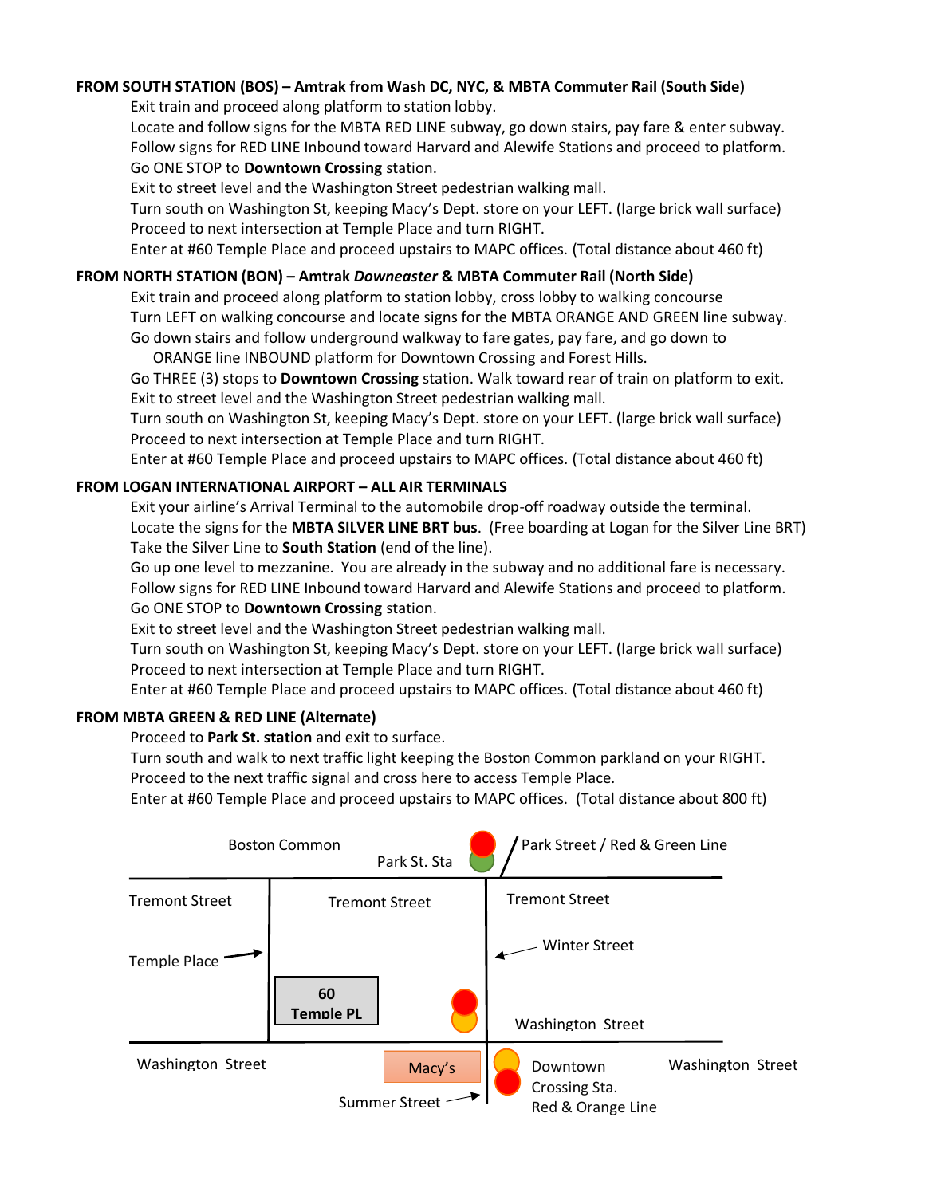**FROM SOUTH STATION (BOS) – Amtrak from Wash DC, NYC, & MBTA Commuter Rail (South Side)**

Exit train and proceed along platform to station lobby.
Locate and follow signs for the MBTA RED LINE subway, go down stairs, pay fare & enter subway.
Follow signs for RED LINE Inbound toward Harvard and Alewife Stations and proceed to platform.
Go ONE STOP to **Downtown Crossing** station.
Exit to street level and the Washington Street pedestrian walking mall.
Turn south on Washington St, keeping Macy's Dept. store on your LEFT. (large brick wall surface)
Proceed to next intersection at Temple Place and turn RIGHT.
Enter at #60 Temple Place and proceed upstairs to MAPC offices. (Total distance about 460 ft)

**FROM NORTH STATION (BON) – Amtrak *Downeaster* & MBTA Commuter Rail (North Side)**

Exit train and proceed along platform to station lobby, cross lobby to walking concourse
Turn LEFT on walking concourse and locate signs for the MBTA ORANGE AND GREEN line subway.
Go down stairs and follow underground walkway to fare gates, pay fare, and go down to ORANGE line INBOUND platform for Downtown Crossing and Forest Hills.
Go THREE (3) stops to **Downtown Crossing** station. Walk toward rear of train on platform to exit.
Exit to street level and the Washington Street pedestrian walking mall.
Turn south on Washington St, keeping Macy's Dept. store on your LEFT. (large brick wall surface)
Proceed to next intersection at Temple Place and turn RIGHT.
Enter at #60 Temple Place and proceed upstairs to MAPC offices. (Total distance about 460 ft)

**FROM LOGAN INTERNATIONAL AIRPORT – ALL AIR TERMINALS**

Exit your airline's Arrival Terminal to the automobile drop-off roadway outside the terminal.
Locate the signs for the **MBTA SILVER LINE BRT bus**. (Free boarding at Logan for the Silver Line BRT)
Take the Silver Line to **South Station** (end of the line).
Go up one level to mezzanine. You are already in the subway and no additional fare is necessary.
Follow signs for RED LINE Inbound toward Harvard and Alewife Stations and proceed to platform.
Go ONE STOP to **Downtown Crossing** station.
Exit to street level and the Washington Street pedestrian walking mall.
Turn south on Washington St, keeping Macy's Dept. store on your LEFT. (large brick wall surface)
Proceed to next intersection at Temple Place and turn RIGHT.
Enter at #60 Temple Place and proceed upstairs to MAPC offices. (Total distance about 460 ft)

**FROM MBTA GREEN & RED LINE (Alternate)**

Proceed to **Park St. station** and exit to surface.
Turn south and walk to next traffic light keeping the Boston Common parkland on your RIGHT.
Proceed to the next traffic signal and cross here to access Temple Place.
Enter at #60 Temple Place and proceed upstairs to MAPC offices. (Total distance about 800 ft)

Boston Common
Park St. Sta
Park Street / Red & Green Line
Tremont Street
Tremont Street
Tremont Street
Winter Street
Temple Place
60 Temple PL
Washington Street
Washington Street
Macy's
Downtown Crossing Sta. Red & Orange Line
Washington Street
Summer Street